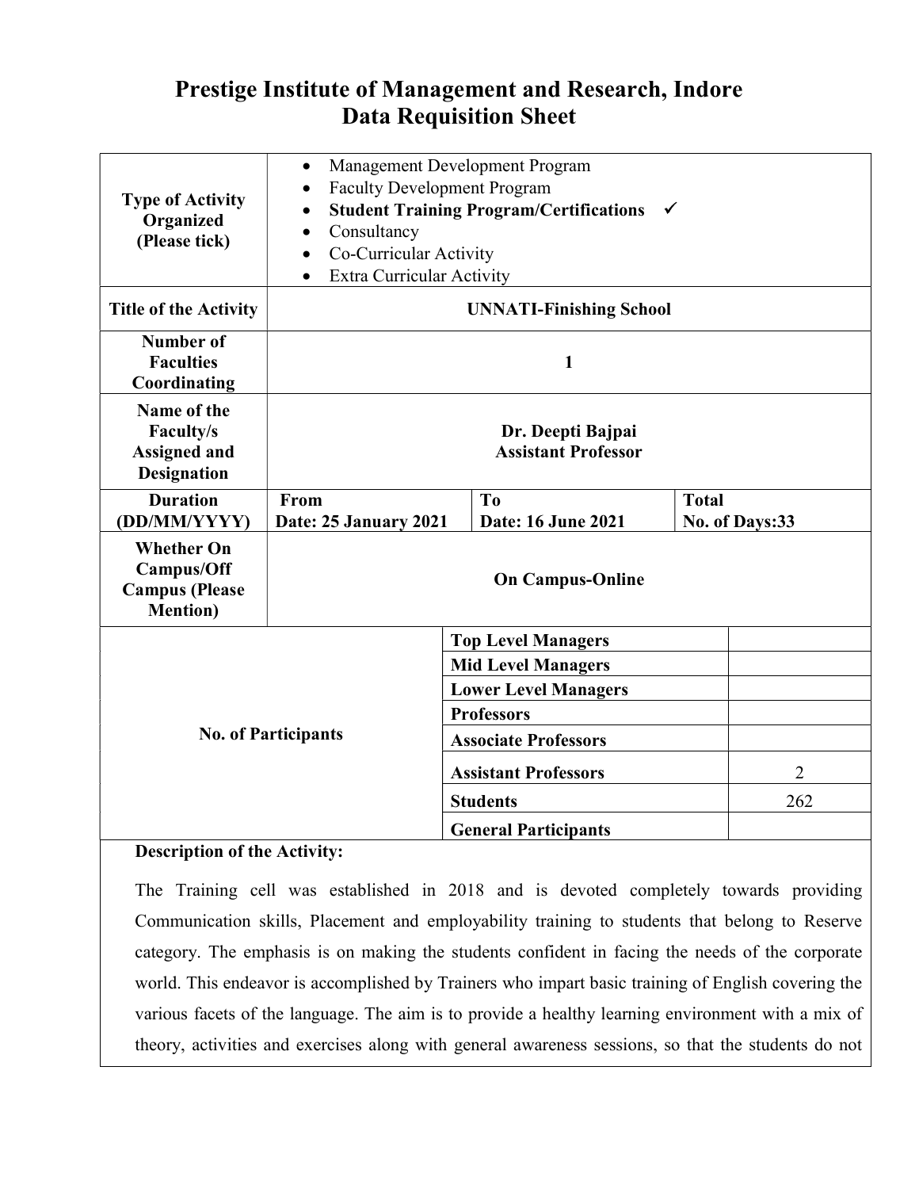# Prestige Institute of Management and Research, Indore
## Data Requisition Sheet

| | | | |
|---|---|---|---|
| **Type of Activity Organized (Please tick)** | • Management Development Program<br>• Faculty Development Program<br>• **Student Training Program/Certifications** ✓<br>• Consultancy<br>• Co-Curricular Activity<br>• Extra Curricular Activity | | |
| **Title of the Activity** | **UNNATI-Finishing School** | | |
| **Number of Faculties Coordinating** | **1** | | |
| **Name of the Faculty/s Assigned and Designation** | **Dr. Deepti Bajpai**<br>**Assistant Professor** | | |
| **Duration (DD/MM/YYYY)** | **From**<br>**Date: 25 January 2021** | **To**<br>**Date: 16 June 2021** | **Total**<br>**No. of Days:33** |
| **Whether On Campus/Off Campus (Please Mention)** | **On Campus-Online** | | |

| **No. of Participants** | | |
|---|---|---|
| | **Top Level Managers** | |
| | **Mid Level Managers** | |
| | **Lower Level Managers** | |
| | **Professors** | |
| | **Associate Professors** | |
| | **Assistant Professors** | 2 |
| | **Students** | 262 |
| | **General Participants** | |

**Description of the Activity:**

The Training cell was established in 2018 and is devoted completely towards providing Communication skills, Placement and employability training to students that belong to Reserve category. The emphasis is on making the students confident in facing the needs of the corporate world. This endeavor is accomplished by Trainers who impart basic training of English covering the various facets of the language. The aim is to provide a healthy learning environment with a mix of theory, activities and exercises along with general awareness sessions, so that the students do not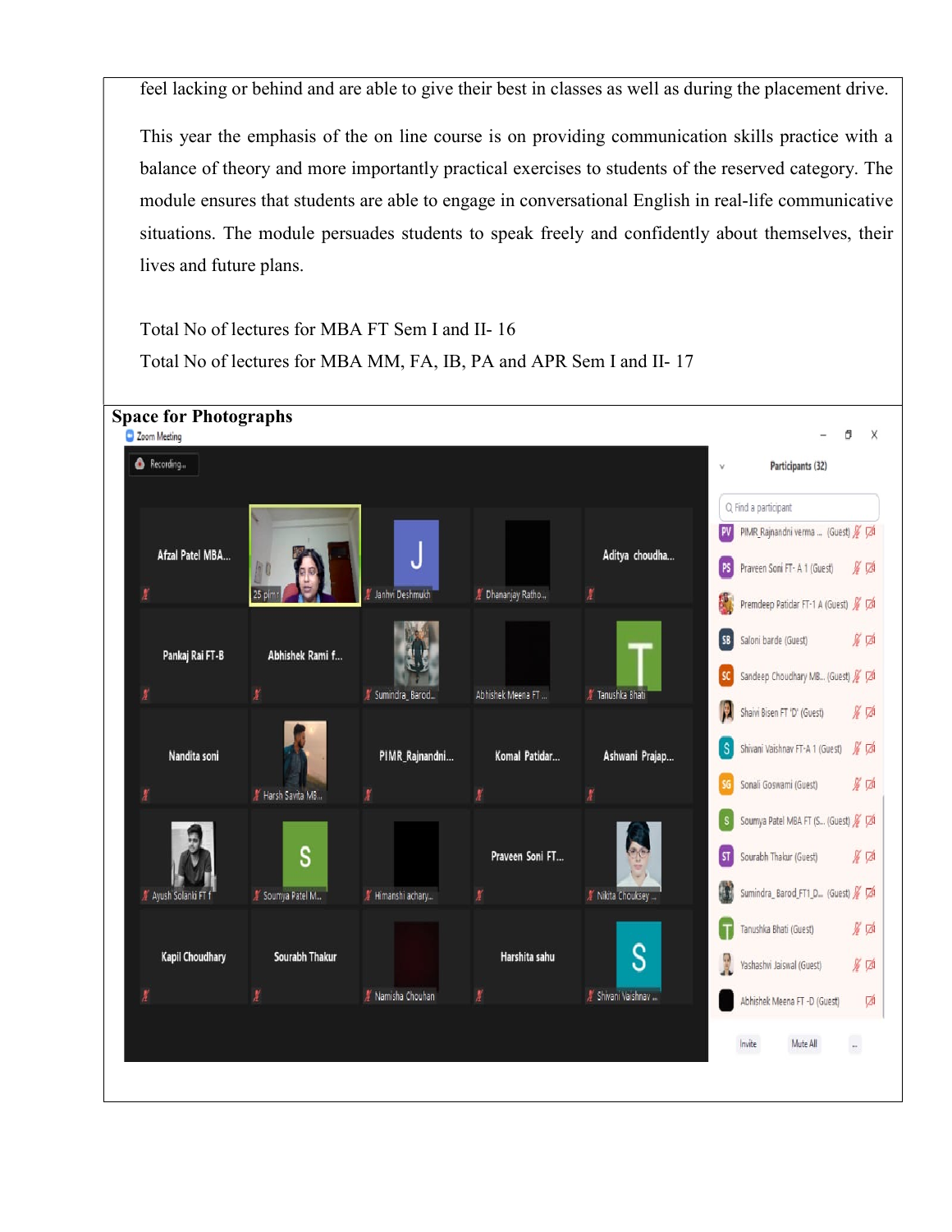feel lacking or behind and are able to give their best in classes as well as during the placement drive.

This year the emphasis of the on line course is on providing communication skills practice with a balance of theory and more importantly practical exercises to students of the reserved category. The module ensures that students are able to engage in conversational English in real-life communicative situations. The module persuades students to speak freely and confidently about themselves, their lives and future plans.

Total No of lectures for MBA FT Sem I and II- 16

Total No of lectures for MBA MM, FA, IB, PA and APR Sem I and II- 17

**Space for Photographs**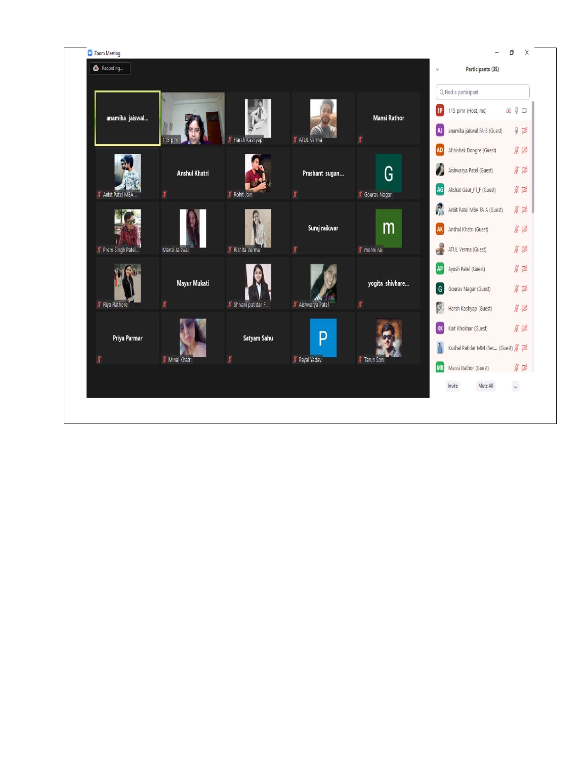Zoom Meeting

Recording...

anamika jaiswal...

115 pimr

Harsh Kashyap

ATUL Verma

Mansi Rathor

Ankit Patel MBA ...

Anshul Khatri

Rohit Jain

Prashant sugan...

Gourav Nagar

Prem Singh Patel...

Mansi Jaiswal

Rishita Verma

Suraj raikwar

mohni rai

Riya Rathore

Mayur Mukati

Shivani patidar F...

Aishwarya Patel

yogita shivhare...

Priya Parmar

Minal Khatri

Satyam Sahu

Payal Yadav

Tarun Soni

Participants (35)

Find a participant

115 pimr (Host, me)

anamika jaiswal FA-B (Guest)

Abhishek Dongre (Guest)

Aishwarya Patel (Guest)

Akshat Gaur_FT_F (Guest)

Ankit Patel MBA FA A (Guest)

Anshul Khatri (Guest)

ATUL Verma (Guest)

Ayush Patel (Guest)

Gourav Nagar (Guest)

Harsh Kashyap (Guest)

Kaif Khokhar (Guest)

Kushal Patidar MM (Sec... (Guest)

Mansi Rathor (Guest)

Invite | Mute All | ...